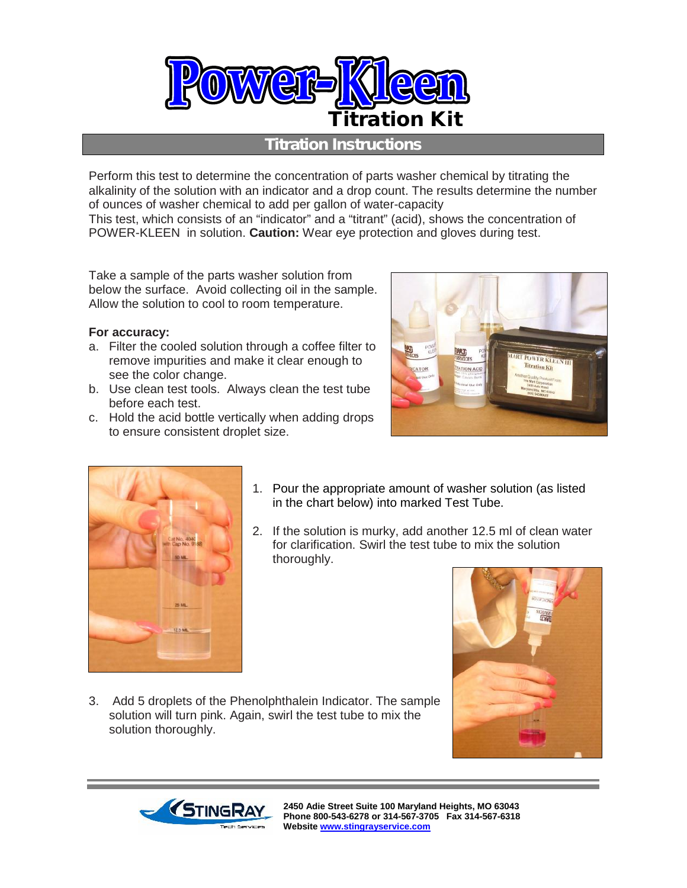# Power-Kleen

## Titration Kit

## Titration Instructions

Perform this test to determine the concentration of parts washer chemical by titrating the alkalinity of the solution with an indicator and a drop count. The results determine the number of ounces of washer chemical to add per gallon of water-capacity
This test, which consists of an "indicator" and a "titrant" (acid), shows the concentration of POWER-KLEEN in solution. **Caution:** Wear eye protection and gloves during test.

Take a sample of the parts washer solution from below the surface. Avoid collecting oil in the sample. Allow the solution to cool to room temperature.

**For accuracy:**

a. Filter the cooled solution through a coffee filter to remove impurities and make it clear enough to see the color change.
b. Use clean test tools. Always clean the test tube before each test.
c. Hold the acid bottle vertically when adding drops to ensure consistent droplet size.

1. Pour the appropriate amount of washer solution (as listed in the chart below) into marked Test Tube.
2. If the solution is murky, add another 12.5 ml of clean water for clarification. Swirl the test tube to mix the solution thoroughly.
3. Add 5 droplets of the Phenolphthalein Indicator. The sample solution will turn pink. Again, swirl the test tube to mix the solution thoroughly.

2450 Adie Street Suite 100 Maryland Heights, MO 63043
Phone 800-543-6278 or 314-567-3705 Fax 314-567-6318
Website www.stingrayservice.com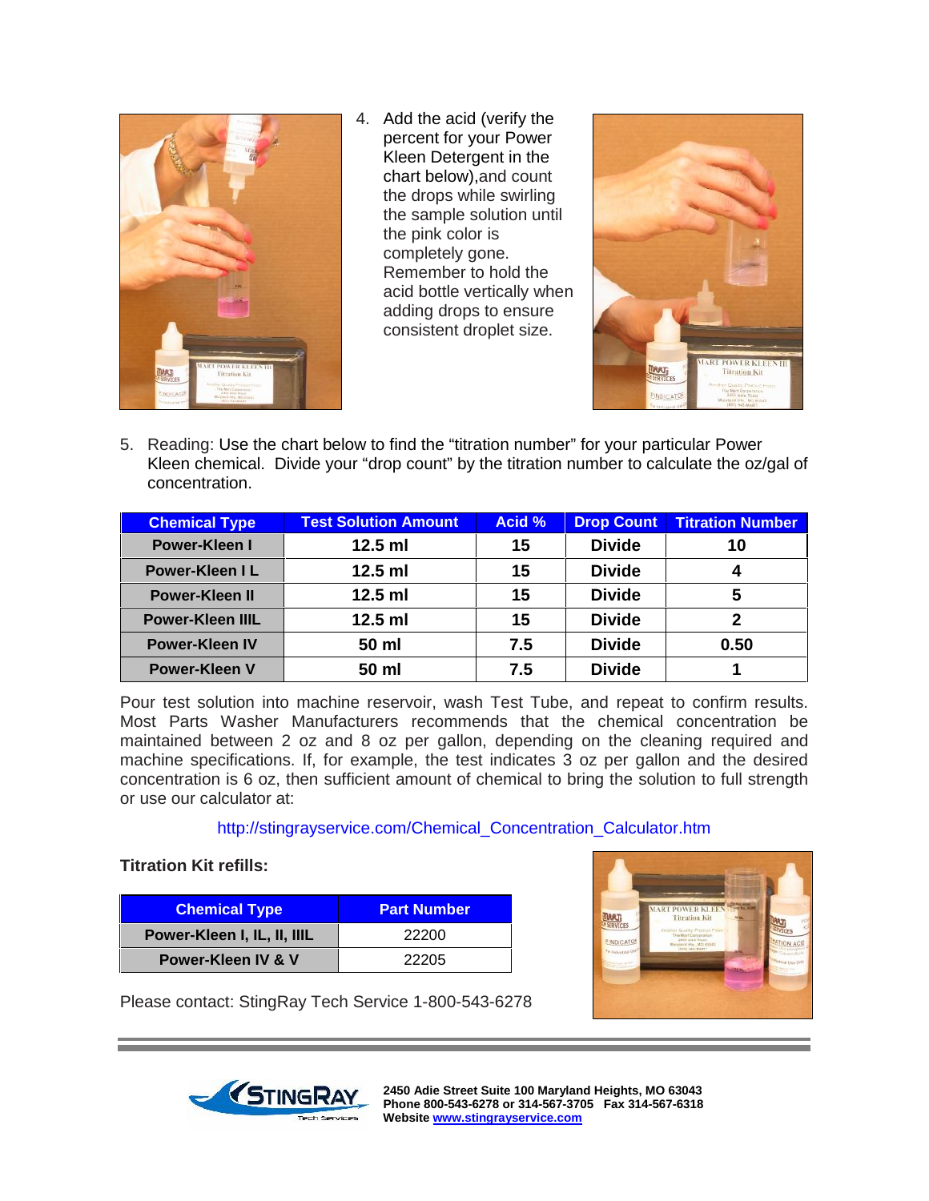4. Add the acid (verify the percent for your Power Kleen Detergent in the chart below),and count the drops while swirling the sample solution until the pink color is completely gone. Remember to hold the acid bottle vertically when adding drops to ensure consistent droplet size.

5. Reading: Use the chart below to find the "titration number" for your particular Power Kleen chemical. Divide your "drop count" by the titration number to calculate the oz/gal of concentration.

| Chemical Type | Test Solution Amount | Acid % | Drop Count | Titration Number |
|---|---|---|---|---|
| Power-Kleen I | 12.5 ml | 15 | Divide | 10 |
| Power-Kleen I L | 12.5 ml | 15 | Divide | 4 |
| Power-Kleen II | 12.5 ml | 15 | Divide | 5 |
| Power-Kleen IIIL | 12.5 ml | 15 | Divide | 2 |
| Power-Kleen IV | 50 ml | 7.5 | Divide | 0.50 |
| Power-Kleen V | 50 ml | 7.5 | Divide | 1 |

Pour test solution into machine reservoir, wash Test Tube, and repeat to confirm results. Most Parts Washer Manufacturers recommends that the chemical concentration be maintained between 2 oz and 8 oz per gallon, depending on the cleaning required and machine specifications. If, for example, the test indicates 3 oz per gallon and the desired concentration is 6 oz, then sufficient amount of chemical to bring the solution to full strength or use our calculator at:

http://stingrayservice.com/Chemical_Concentration_Calculator.htm

**Titration Kit refills:**

| Chemical Type | Part Number |
|---|---|
| Power-Kleen I, IL, II, IIIL | 22200 |
| Power-Kleen IV & V | 22205 |

Please contact: StingRay Tech Service 1-800-543-6278

**2450 Adie Street Suite 100 Maryland Heights, MO 63043**
**Phone 800-543-6278 or 314-567-3705 Fax 314-567-6318**
**Website www.stingrayservice.com**